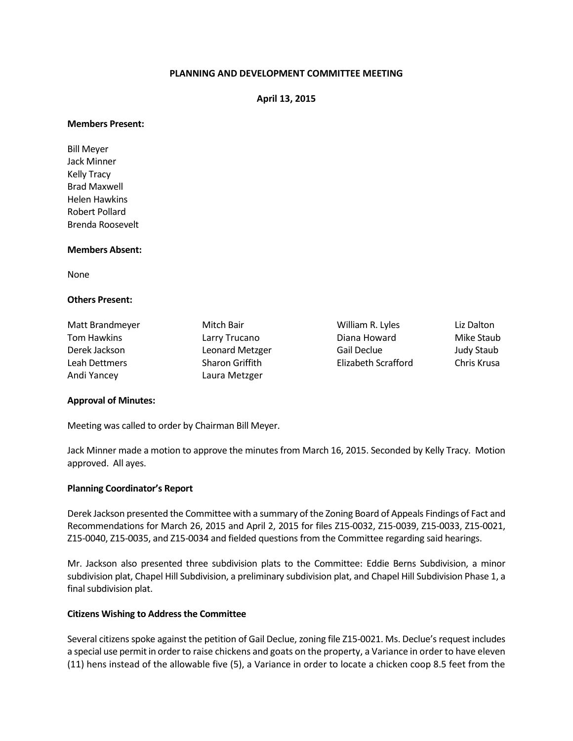# PLANNING AND DEVELOPMENT COMMITTEE MEETING

**April 13, 2015**

**Members Present:**

Bill Meyer
Jack Minner
Kelly Tracy
Brad Maxwell
Helen Hawkins
Robert Pollard
Brenda Roosevelt

**Members Absent:**

None

**Others Present:**

| | | | |
|---|---|---|---|
| Matt Brandmeyer | Mitch Bair | William R. Lyles | Liz Dalton |
| Tom Hawkins | Larry Trucano | Diana Howard | Mike Staub |
| Derek Jackson | Leonard Metzger | Gail Declue | Judy Staub |
| Leah Dettmers | Sharon Griffith | Elizabeth Scrafford | Chris Krusa |
| Andi Yancey | Laura Metzger | | |

**Approval of Minutes:**

Meeting was called to order by Chairman Bill Meyer.

Jack Minner made a motion to approve the minutes from March 16, 2015. Seconded by Kelly Tracy. Motion approved. All ayes.

**Planning Coordinator's Report**

Derek Jackson presented the Committee with a summary of the Zoning Board of Appeals Findings of Fact and Recommendations for March 26, 2015 and April 2, 2015 for files Z15-0032, Z15-0039, Z15-0033, Z15-0021, Z15-0040, Z15-0035, and Z15-0034 and fielded questions from the Committee regarding said hearings.

Mr. Jackson also presented three subdivision plats to the Committee: Eddie Berns Subdivision, a minor subdivision plat, Chapel Hill Subdivision, a preliminary subdivision plat, and Chapel Hill Subdivision Phase 1, a final subdivision plat.

**Citizens Wishing to Address the Committee**

Several citizens spoke against the petition of Gail Declue, zoning file Z15-0021. Ms. Declue's request includes a special use permit in order to raise chickens and goats on the property, a Variance in order to have eleven (11) hens instead of the allowable five (5), a Variance in order to locate a chicken coop 8.5 feet from the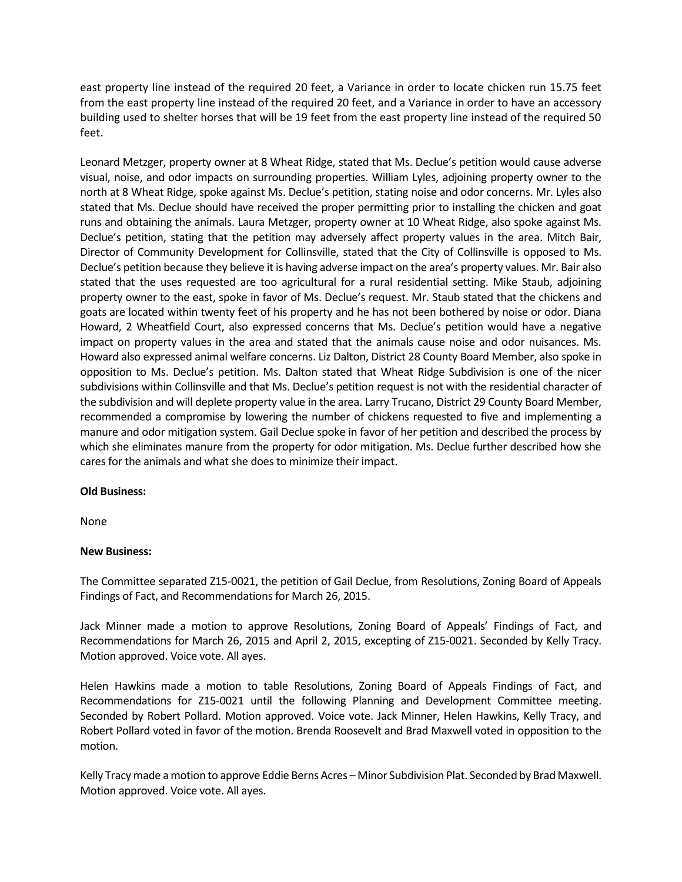east property line instead of the required 20 feet, a Variance in order to locate chicken run 15.75 feet from the east property line instead of the required 20 feet, and a Variance in order to have an accessory building used to shelter horses that will be 19 feet from the east property line instead of the required 50 feet.

Leonard Metzger, property owner at 8 Wheat Ridge, stated that Ms. Declue's petition would cause adverse visual, noise, and odor impacts on surrounding properties. William Lyles, adjoining property owner to the north at 8 Wheat Ridge, spoke against Ms. Declue's petition, stating noise and odor concerns. Mr. Lyles also stated that Ms. Declue should have received the proper permitting prior to installing the chicken and goat runs and obtaining the animals. Laura Metzger, property owner at 10 Wheat Ridge, also spoke against Ms. Declue's petition, stating that the petition may adversely affect property values in the area. Mitch Bair, Director of Community Development for Collinsville, stated that the City of Collinsville is opposed to Ms. Declue's petition because they believe it is having adverse impact on the area's property values. Mr. Bair also stated that the uses requested are too agricultural for a rural residential setting. Mike Staub, adjoining property owner to the east, spoke in favor of Ms. Declue's request. Mr. Staub stated that the chickens and goats are located within twenty feet of his property and he has not been bothered by noise or odor. Diana Howard, 2 Wheatfield Court, also expressed concerns that Ms. Declue's petition would have a negative impact on property values in the area and stated that the animals cause noise and odor nuisances. Ms. Howard also expressed animal welfare concerns. Liz Dalton, District 28 County Board Member, also spoke in opposition to Ms. Declue's petition. Ms. Dalton stated that Wheat Ridge Subdivision is one of the nicer subdivisions within Collinsville and that Ms. Declue's petition request is not with the residential character of the subdivision and will deplete property value in the area. Larry Trucano, District 29 County Board Member, recommended a compromise by lowering the number of chickens requested to five and implementing a manure and odor mitigation system. Gail Declue spoke in favor of her petition and described the process by which she eliminates manure from the property for odor mitigation. Ms. Declue further described how she cares for the animals and what she does to minimize their impact.

**Old Business:**

None

**New Business:**

The Committee separated Z15-0021, the petition of Gail Declue, from Resolutions, Zoning Board of Appeals Findings of Fact, and Recommendations for March 26, 2015.

Jack Minner made a motion to approve Resolutions, Zoning Board of Appeals' Findings of Fact, and Recommendations for March 26, 2015 and April 2, 2015, excepting of Z15-0021. Seconded by Kelly Tracy. Motion approved. Voice vote. All ayes.

Helen Hawkins made a motion to table Resolutions, Zoning Board of Appeals Findings of Fact, and Recommendations for Z15-0021 until the following Planning and Development Committee meeting. Seconded by Robert Pollard. Motion approved. Voice vote. Jack Minner, Helen Hawkins, Kelly Tracy, and Robert Pollard voted in favor of the motion. Brenda Roosevelt and Brad Maxwell voted in opposition to the motion.

Kelly Tracy made a motion to approve Eddie Berns Acres – Minor Subdivision Plat. Seconded by Brad Maxwell. Motion approved. Voice vote. All ayes.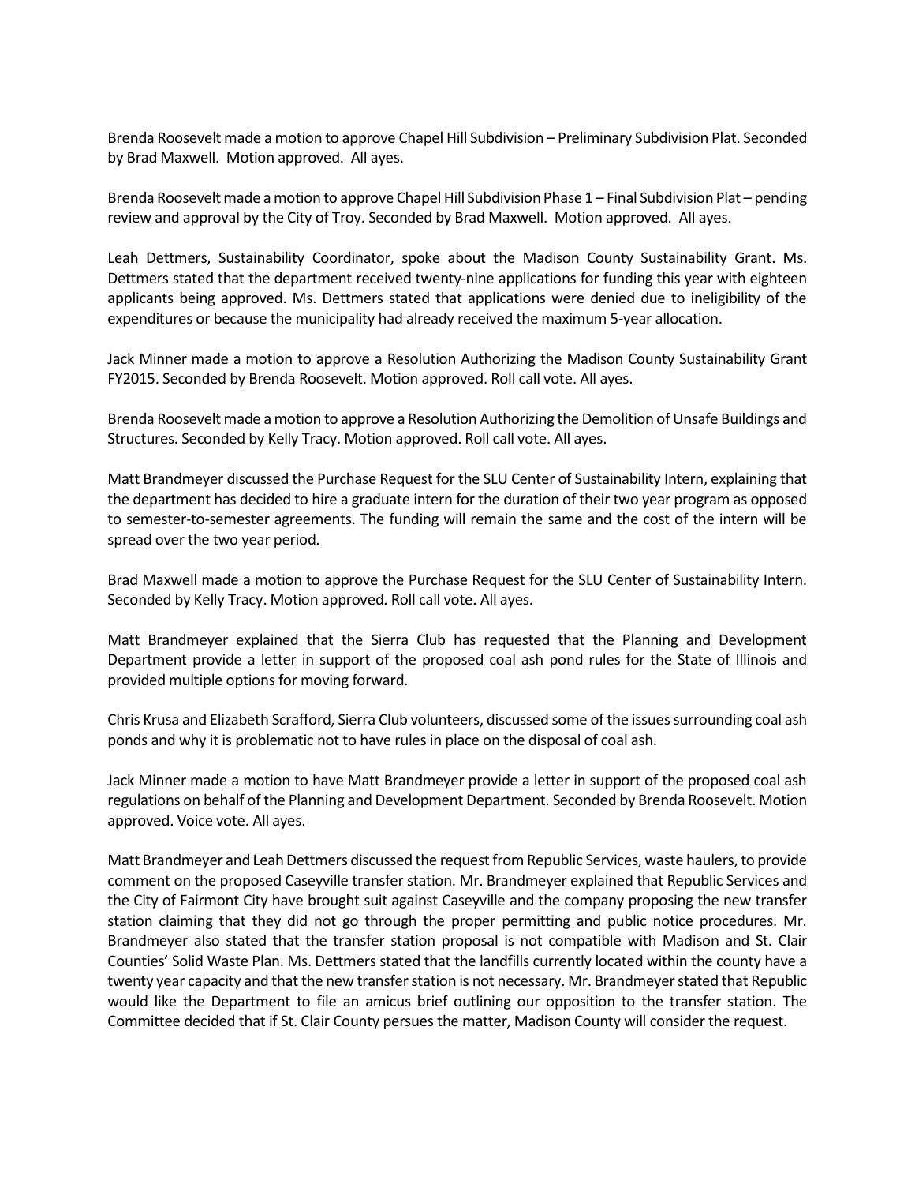Brenda Roosevelt made a motion to approve Chapel Hill Subdivision – Preliminary Subdivision Plat. Seconded by Brad Maxwell. Motion approved. All ayes.

Brenda Roosevelt made a motion to approve Chapel Hill Subdivision Phase 1 – Final Subdivision Plat – pending review and approval by the City of Troy. Seconded by Brad Maxwell. Motion approved. All ayes.

Leah Dettmers, Sustainability Coordinator, spoke about the Madison County Sustainability Grant. Ms. Dettmers stated that the department received twenty-nine applications for funding this year with eighteen applicants being approved. Ms. Dettmers stated that applications were denied due to ineligibility of the expenditures or because the municipality had already received the maximum 5-year allocation.

Jack Minner made a motion to approve a Resolution Authorizing the Madison County Sustainability Grant FY2015. Seconded by Brenda Roosevelt. Motion approved. Roll call vote. All ayes.

Brenda Roosevelt made a motion to approve a Resolution Authorizing the Demolition of Unsafe Buildings and Structures. Seconded by Kelly Tracy. Motion approved. Roll call vote. All ayes.

Matt Brandmeyer discussed the Purchase Request for the SLU Center of Sustainability Intern, explaining that the department has decided to hire a graduate intern for the duration of their two year program as opposed to semester-to-semester agreements. The funding will remain the same and the cost of the intern will be spread over the two year period.

Brad Maxwell made a motion to approve the Purchase Request for the SLU Center of Sustainability Intern. Seconded by Kelly Tracy. Motion approved. Roll call vote. All ayes.

Matt Brandmeyer explained that the Sierra Club has requested that the Planning and Development Department provide a letter in support of the proposed coal ash pond rules for the State of Illinois and provided multiple options for moving forward.

Chris Krusa and Elizabeth Scrafford, Sierra Club volunteers, discussed some of the issues surrounding coal ash ponds and why it is problematic not to have rules in place on the disposal of coal ash.

Jack Minner made a motion to have Matt Brandmeyer provide a letter in support of the proposed coal ash regulations on behalf of the Planning and Development Department. Seconded by Brenda Roosevelt. Motion approved. Voice vote. All ayes.

Matt Brandmeyer and Leah Dettmers discussed the request from Republic Services, waste haulers, to provide comment on the proposed Caseyville transfer station. Mr. Brandmeyer explained that Republic Services and the City of Fairmont City have brought suit against Caseyville and the company proposing the new transfer station claiming that they did not go through the proper permitting and public notice procedures. Mr. Brandmeyer also stated that the transfer station proposal is not compatible with Madison and St. Clair Counties' Solid Waste Plan. Ms. Dettmers stated that the landfills currently located within the county have a twenty year capacity and that the new transfer station is not necessary. Mr. Brandmeyer stated that Republic would like the Department to file an amicus brief outlining our opposition to the transfer station. The Committee decided that if St. Clair County persues the matter, Madison County will consider the request.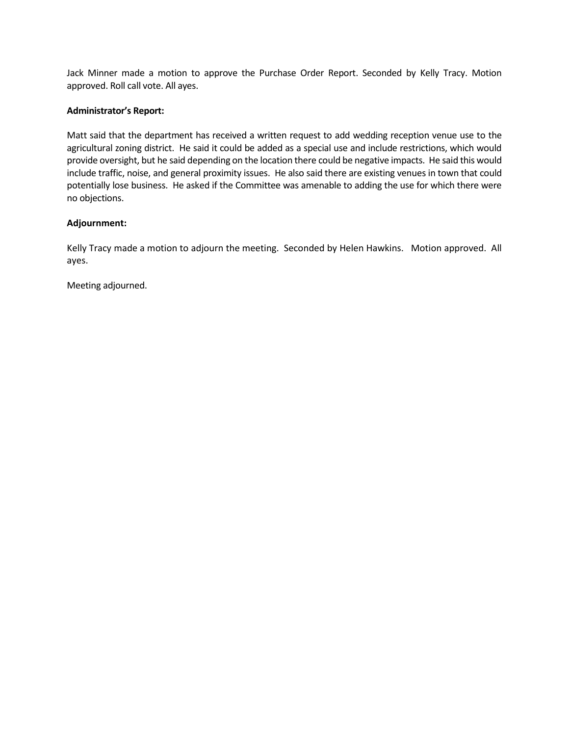Jack Minner made a motion to approve the Purchase Order Report. Seconded by Kelly Tracy. Motion approved. Roll call vote. All ayes.

**Administrator's Report:**

Matt said that the department has received a written request to add wedding reception venue use to the agricultural zoning district. He said it could be added as a special use and include restrictions, which would provide oversight, but he said depending on the location there could be negative impacts. He said this would include traffic, noise, and general proximity issues. He also said there are existing venues in town that could potentially lose business. He asked if the Committee was amenable to adding the use for which there were no objections.

**Adjournment:**

Kelly Tracy made a motion to adjourn the meeting. Seconded by Helen Hawkins. Motion approved. All ayes.

Meeting adjourned.